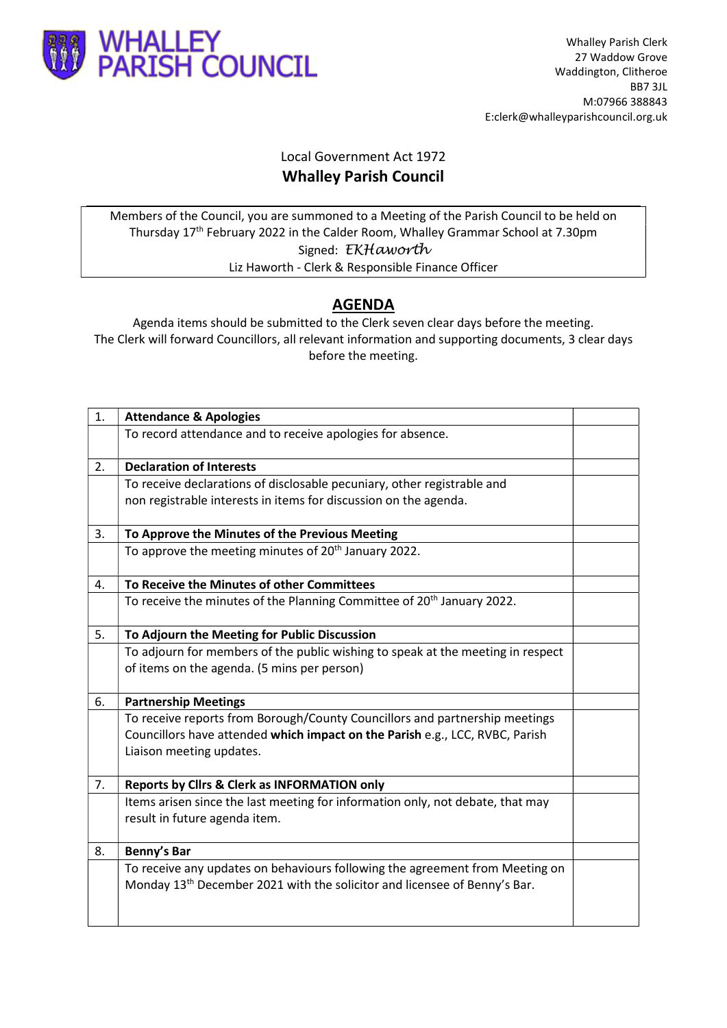# WHALLEY PARISH COUNCIL

Whalley Parish Clerk
27 Waddow Grove
Waddington, Clitheroe
BB7 3JL
M:07966 388843
E:clerk@whalleyparishcouncil.org.uk

Local Government Act 1972

## Whalley Parish Council

Members of the Council, you are summoned to a Meeting of the Parish Council to be held on Thursday 17th February 2022 in the Calder Room, Whalley Grammar School at 7.30pm

Signed: *EKHaworth*

Liz Haworth - Clerk & Responsible Finance Officer

## AGENDA

Agenda items should be submitted to the Clerk seven clear days before the meeting.
The Clerk will forward Councillors, all relevant information and supporting documents, 3 clear days before the meeting.

| | | |
|---|---|---|
| 1. | **Attendance & Apologies** | |
| | To record attendance and to receive apologies for absence. | |
| 2. | **Declaration of Interests** | |
| | To receive declarations of disclosable pecuniary, other registrable and non registrable interests in items for discussion on the agenda. | |
| 3. | **To Approve the Minutes of the Previous Meeting** | |
| | To approve the meeting minutes of 20th January 2022. | |
| 4. | **To Receive the Minutes of other Committees** | |
| | To receive the minutes of the Planning Committee of 20th January 2022. | |
| 5. | **To Adjourn the Meeting for Public Discussion** | |
| | To adjourn for members of the public wishing to speak at the meeting in respect of items on the agenda. (5 mins per person) | |
| 6. | **Partnership Meetings** | |
| | To receive reports from Borough/County Councillors and partnership meetings Councillors have attended **which impact on the Parish** e.g., LCC, RVBC, Parish Liaison meeting updates. | |
| 7. | **Reports by Cllrs & Clerk as INFORMATION only** | |
| | Items arisen since the last meeting for information only, not debate, that may result in future agenda item. | |
| 8. | **Benny's Bar** | |
| | To receive any updates on behaviours following the agreement from Meeting on Monday 13th December 2021 with the solicitor and licensee of Benny's Bar. | |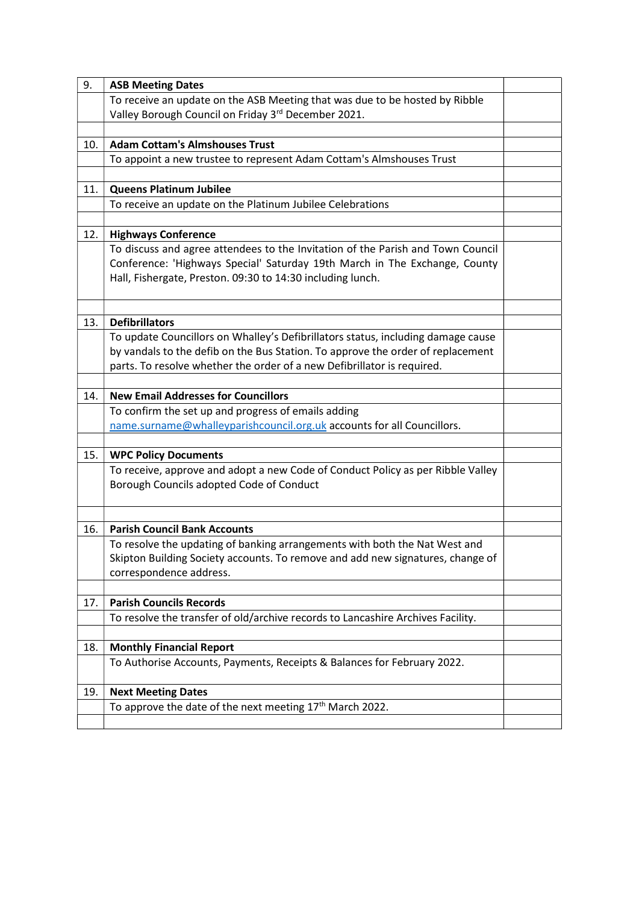| | | |
|---|---|---|
| 9. | **ASB Meeting Dates** | |
| | To receive an update on the ASB Meeting that was due to be hosted by Ribble Valley Borough Council on Friday 3rd December 2021. | |
| | | |
| 10. | **Adam Cottam's Almshouses Trust** | |
| | To appoint a new trustee to represent Adam Cottam's Almshouses Trust | |
| | | |
| 11. | **Queens Platinum Jubilee** | |
| | To receive an update on the Platinum Jubilee Celebrations | |
| | | |
| 12. | **Highways Conference** | |
| | To discuss and agree attendees to the Invitation of the Parish and Town Council Conference: 'Highways Special' Saturday 19th March in The Exchange, County Hall, Fishergate, Preston. 09:30 to 14:30 including lunch. | |
| | | |
| 13. | **Defibrillators** | |
| | To update Councillors on Whalley's Defibrillators status, including damage cause by vandals to the defib on the Bus Station. To approve the order of replacement parts. To resolve whether the order of a new Defibrillator is required. | |
| | | |
| 14. | **New Email Addresses for Councillors** | |
| | To confirm the set up and progress of emails adding name.surname@whalleyparishcouncil.org.uk accounts for all Councillors. | |
| | | |
| 15. | **WPC Policy Documents** | |
| | To receive, approve and adopt a new Code of Conduct Policy as per Ribble Valley Borough Councils adopted Code of Conduct | |
| | | |
| 16. | **Parish Council Bank Accounts** | |
| | To resolve the updating of banking arrangements with both the Nat West and Skipton Building Society accounts. To remove and add new signatures, change of correspondence address. | |
| | | |
| 17. | **Parish Councils Records** | |
| | To resolve the transfer of old/archive records to Lancashire Archives Facility. | |
| | | |
| 18. | **Monthly Financial Report** | |
| | To Authorise Accounts, Payments, Receipts & Balances for February 2022. | |
| 19. | **Next Meeting Dates** | |
| | To approve the date of the next meeting 17th March 2022. | |
| | | |